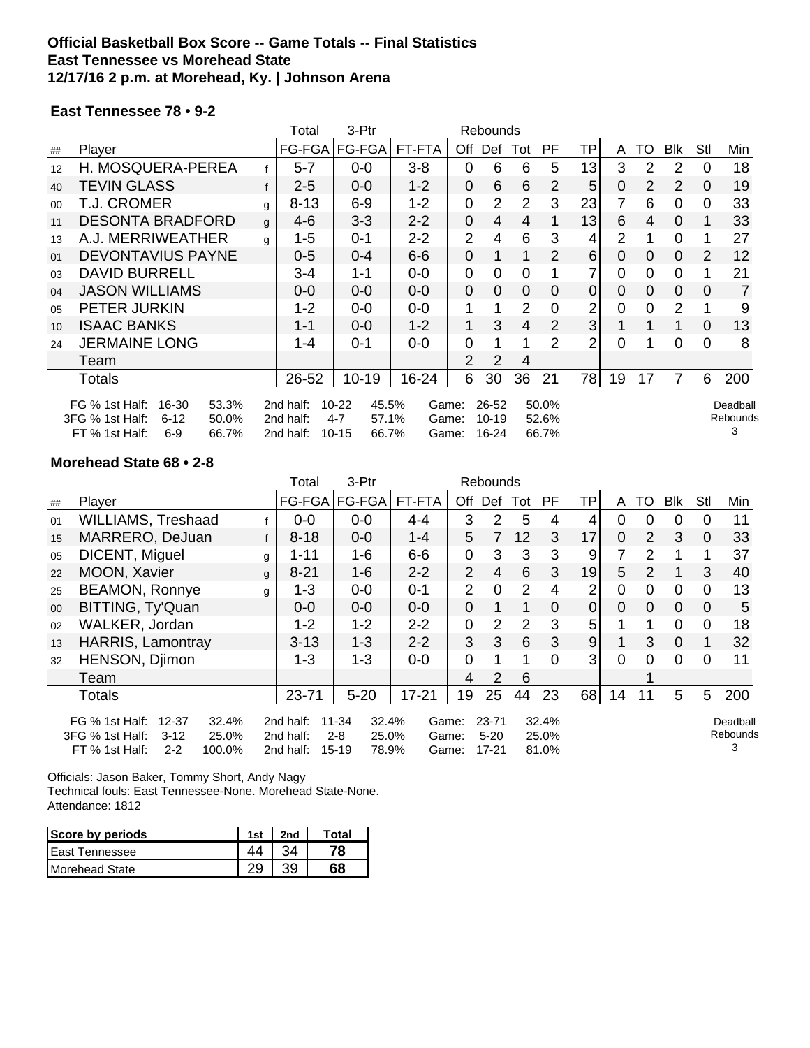**Official Basketball Box Score -- Game Totals -- Final Statistics**
**East Tennessee vs Morehead State**
**12/17/16 2 p.m. at Morehead, Ky. | Johnson Arena**

### East Tennessee 78 • 9-2

| ## | Player | | Total FG-FGA | 3-Ptr FG-FGA | FT-FTA | Rebounds Off | Def | Tot | PF | TP | A | TO | Blk | Stl | Min |
|---|---|---|---|---|---|---|---|---|---|---|---|---|---|---|---|
| 12 | H. MOSQUERA-PEREA | f | 5-7 | 0-0 | 3-8 | 0 | 6 | 6 | 5 | 13 | 3 | 2 | 2 | 0 | 18 |
| 40 | TEVIN GLASS | f | 2-5 | 0-0 | 1-2 | 0 | 6 | 6 | 2 | 5 | 0 | 2 | 2 | 0 | 19 |
| 00 | T.J. CROMER | g | 8-13 | 6-9 | 1-2 | 0 | 2 | 2 | 3 | 23 | 7 | 6 | 0 | 0 | 33 |
| 11 | DESONTA BRADFORD | g | 4-6 | 3-3 | 2-2 | 0 | 4 | 4 | 1 | 13 | 6 | 4 | 0 | 1 | 33 |
| 13 | A.J. MERRIWEATHER | g | 1-5 | 0-1 | 2-2 | 2 | 4 | 6 | 3 | 4 | 2 | 1 | 0 | 1 | 27 |
| 01 | DEVONTAVIUS PAYNE | | 0-5 | 0-4 | 6-6 | 0 | 1 | 1 | 2 | 6 | 0 | 0 | 0 | 2 | 12 |
| 03 | DAVID BURRELL | | 3-4 | 1-1 | 0-0 | 0 | 0 | 0 | 1 | 7 | 0 | 0 | 0 | 1 | 21 |
| 04 | JASON WILLIAMS | | 0-0 | 0-0 | 0-0 | 0 | 0 | 0 | 0 | 0 | 0 | 0 | 0 | 0 | 7 |
| 05 | PETER JURKIN | | 1-2 | 0-0 | 0-0 | 1 | 1 | 2 | 0 | 2 | 0 | 0 | 2 | 1 | 9 |
| 10 | ISAAC BANKS | | 1-1 | 0-0 | 1-2 | 1 | 3 | 4 | 2 | 3 | 1 | 1 | 1 | 0 | 13 |
| 24 | JERMAINE LONG | | 1-4 | 0-1 | 0-0 | 0 | 1 | 1 | 2 | 2 | 0 | 1 | 0 | 0 | 8 |
| | Team | | | | | 2 | 2 | 4 | | | | | | | |
| | Totals | | 26-52 | 10-19 | 16-24 | 6 | 30 | 36 | 21 | 78 | 19 | 17 | 7 | 6 | 200 |

| | 1st Half | | 2nd half | | Game | |
|---|---|---|---|---|---|---|
| FG % | 16-30 | 53.3% | 10-22 | 45.5% | 26-52 | 50.0% |
| 3FG % | 6-12 | 50.0% | 4-7 | 57.1% | 10-19 | 52.6% |
| FT % | 6-9 | 66.7% | 10-15 | 66.7% | 16-24 | 66.7% |

Deadball Rebounds: 3

### Morehead State 68 • 2-8

| ## | Player | | Total FG-FGA | 3-Ptr FG-FGA | FT-FTA | Rebounds Off | Def | Tot | PF | TP | A | TO | Blk | Stl | Min |
|---|---|---|---|---|---|---|---|---|---|---|---|---|---|---|---|
| 01 | WILLIAMS, Treshaad | f | 0-0 | 0-0 | 4-4 | 3 | 2 | 5 | 4 | 4 | 0 | 0 | 0 | 0 | 11 |
| 15 | MARRERO, DeJuan | f | 8-18 | 0-0 | 1-4 | 5 | 7 | 12 | 3 | 17 | 0 | 2 | 3 | 0 | 33 |
| 05 | DICENT, Miguel | g | 1-11 | 1-6 | 6-6 | 0 | 3 | 3 | 3 | 9 | 7 | 2 | 1 | 1 | 37 |
| 22 | MOON, Xavier | g | 8-21 | 1-6 | 2-2 | 2 | 4 | 6 | 3 | 19 | 5 | 2 | 1 | 3 | 40 |
| 25 | BEAMON, Ronnye | g | 1-3 | 0-0 | 0-1 | 2 | 0 | 2 | 4 | 2 | 0 | 0 | 0 | 0 | 13 |
| 00 | BITTING, Ty'Quan | | 0-0 | 0-0 | 0-0 | 0 | 1 | 1 | 0 | 0 | 0 | 0 | 0 | 0 | 5 |
| 02 | WALKER, Jordan | | 1-2 | 1-2 | 2-2 | 0 | 2 | 2 | 3 | 5 | 1 | 1 | 0 | 0 | 18 |
| 13 | HARRIS, Lamontray | | 3-13 | 1-3 | 2-2 | 3 | 3 | 6 | 3 | 9 | 1 | 3 | 0 | 1 | 32 |
| 32 | HENSON, Djimon | | 1-3 | 1-3 | 0-0 | 0 | 1 | 1 | 0 | 3 | 0 | 0 | 0 | 0 | 11 |
| | Team | | | | | 4 | 2 | 6 | | | | 1 | | | |
| | Totals | | 23-71 | 5-20 | 17-21 | 19 | 25 | 44 | 23 | 68 | 14 | 11 | 5 | 5 | 200 |

| | 1st Half | | 2nd half | | Game | |
|---|---|---|---|---|---|---|
| FG % | 12-37 | 32.4% | 11-34 | 32.4% | 23-71 | 32.4% |
| 3FG % | 3-12 | 25.0% | 2-8 | 25.0% | 5-20 | 25.0% |
| FT % | 2-2 | 100.0% | 15-19 | 78.9% | 17-21 | 81.0% |

Deadball Rebounds: 3

Officials: Jason Baker, Tommy Short, Andy Nagy
Technical fouls: East Tennessee-None. Morehead State-None.
Attendance: 1812

| Score by periods | 1st | 2nd | Total |
|---|---|---|---|
| East Tennessee | 44 | 34 | **78** |
| Morehead State | 29 | 39 | **68** |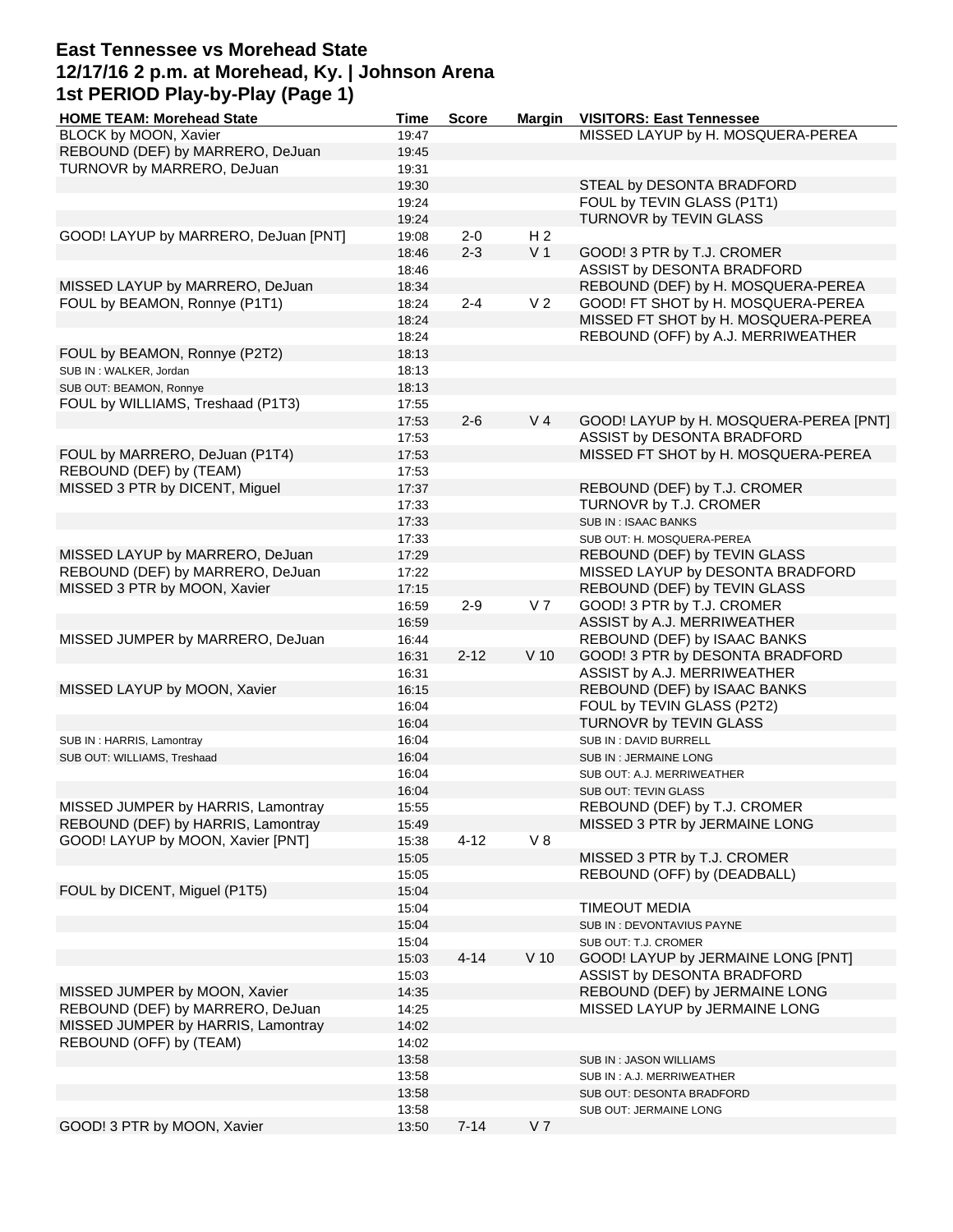# East Tennessee vs Morehead State
## 12/17/16 2 p.m. at Morehead, Ky. | Johnson Arena
## 1st PERIOD Play-by-Play (Page 1)

| HOME TEAM: Morehead State | Time | Score | Margin | VISITORS: East Tennessee |
|---|---|---|---|---|
| BLOCK by MOON, Xavier | 19:47 | | | MISSED LAYUP by H. MOSQUERA-PEREA |
| REBOUND (DEF) by MARRERO, DeJuan | 19:45 | | | |
| TURNOVR by MARRERO, DeJuan | 19:31 | | | |
| | 19:30 | | | STEAL by DESONTA BRADFORD |
| | 19:24 | | | FOUL by TEVIN GLASS (P1T1) |
| | 19:24 | | | TURNOVR by TEVIN GLASS |
| GOOD! LAYUP by MARRERO, DeJuan [PNT] | 19:08 | 2-0 | H 2 | |
| | 18:46 | 2-3 | V 1 | GOOD! 3 PTR by T.J. CROMER |
| | 18:46 | | | ASSIST by DESONTA BRADFORD |
| MISSED LAYUP by MARRERO, DeJuan | 18:34 | | | REBOUND (DEF) by H. MOSQUERA-PEREA |
| FOUL by BEAMON, Ronnye (P1T1) | 18:24 | 2-4 | V 2 | GOOD! FT SHOT by H. MOSQUERA-PEREA |
| | 18:24 | | | MISSED FT SHOT by H. MOSQUERA-PEREA |
| | 18:24 | | | REBOUND (OFF) by A.J. MERRIWEATHER |
| FOUL by BEAMON, Ronnye (P2T2) | 18:13 | | | |
| SUB IN : WALKER, Jordan | 18:13 | | | |
| SUB OUT: BEAMON, Ronnye | 18:13 | | | |
| FOUL by WILLIAMS, Treshaad (P1T3) | 17:55 | | | |
| | 17:53 | 2-6 | V 4 | GOOD! LAYUP by H. MOSQUERA-PEREA [PNT] |
| | 17:53 | | | ASSIST by DESONTA BRADFORD |
| FOUL by MARRERO, DeJuan (P1T4) | 17:53 | | | MISSED FT SHOT by H. MOSQUERA-PEREA |
| REBOUND (DEF) by (TEAM) | 17:53 | | | |
| MISSED 3 PTR by DICENT, Miguel | 17:37 | | | REBOUND (DEF) by T.J. CROMER |
| | 17:33 | | | TURNOVR by T.J. CROMER |
| | 17:33 | | | SUB IN : ISAAC BANKS |
| | 17:33 | | | SUB OUT: H. MOSQUERA-PEREA |
| MISSED LAYUP by MARRERO, DeJuan | 17:29 | | | REBOUND (DEF) by TEVIN GLASS |
| REBOUND (DEF) by MARRERO, DeJuan | 17:22 | | | MISSED LAYUP by DESONTA BRADFORD |
| MISSED 3 PTR by MOON, Xavier | 17:15 | | | REBOUND (DEF) by TEVIN GLASS |
| | 16:59 | 2-9 | V 7 | GOOD! 3 PTR by T.J. CROMER |
| | 16:59 | | | ASSIST by A.J. MERRIWEATHER |
| MISSED JUMPER by MARRERO, DeJuan | 16:44 | | | REBOUND (DEF) by ISAAC BANKS |
| | 16:31 | 2-12 | V 10 | GOOD! 3 PTR by DESONTA BRADFORD |
| | 16:31 | | | ASSIST by A.J. MERRIWEATHER |
| MISSED LAYUP by MOON, Xavier | 16:15 | | | REBOUND (DEF) by ISAAC BANKS |
| | 16:04 | | | FOUL by TEVIN GLASS (P2T2) |
| | 16:04 | | | TURNOVR by TEVIN GLASS |
| SUB IN : HARRIS, Lamontray | 16:04 | | | SUB IN : DAVID BURRELL |
| SUB OUT: WILLIAMS, Treshaad | 16:04 | | | SUB IN : JERMAINE LONG |
| | 16:04 | | | SUB OUT: A.J. MERRIWEATHER |
| | 16:04 | | | SUB OUT: TEVIN GLASS |
| MISSED JUMPER by HARRIS, Lamontray | 15:55 | | | REBOUND (DEF) by T.J. CROMER |
| REBOUND (DEF) by HARRIS, Lamontray | 15:49 | | | MISSED 3 PTR by JERMAINE LONG |
| GOOD! LAYUP by MOON, Xavier [PNT] | 15:38 | 4-12 | V 8 | |
| | 15:05 | | | MISSED 3 PTR by T.J. CROMER |
| | 15:05 | | | REBOUND (OFF) by (DEADBALL) |
| FOUL by DICENT, Miguel (P1T5) | 15:04 | | | |
| | 15:04 | | | TIMEOUT MEDIA |
| | 15:04 | | | SUB IN : DEVONTAVIUS PAYNE |
| | 15:04 | | | SUB OUT: T.J. CROMER |
| | 15:03 | 4-14 | V 10 | GOOD! LAYUP by JERMAINE LONG [PNT] |
| | 15:03 | | | ASSIST by DESONTA BRADFORD |
| MISSED JUMPER by MOON, Xavier | 14:35 | | | REBOUND (DEF) by JERMAINE LONG |
| REBOUND (DEF) by MARRERO, DeJuan | 14:25 | | | MISSED LAYUP by JERMAINE LONG |
| MISSED JUMPER by HARRIS, Lamontray | 14:02 | | | |
| REBOUND (OFF) by (TEAM) | 14:02 | | | |
| | 13:58 | | | SUB IN : JASON WILLIAMS |
| | 13:58 | | | SUB IN : A.J. MERRIWEATHER |
| | 13:58 | | | SUB OUT: DESONTA BRADFORD |
| | 13:58 | | | SUB OUT: JERMAINE LONG |
| GOOD! 3 PTR by MOON, Xavier | 13:50 | 7-14 | V 7 | |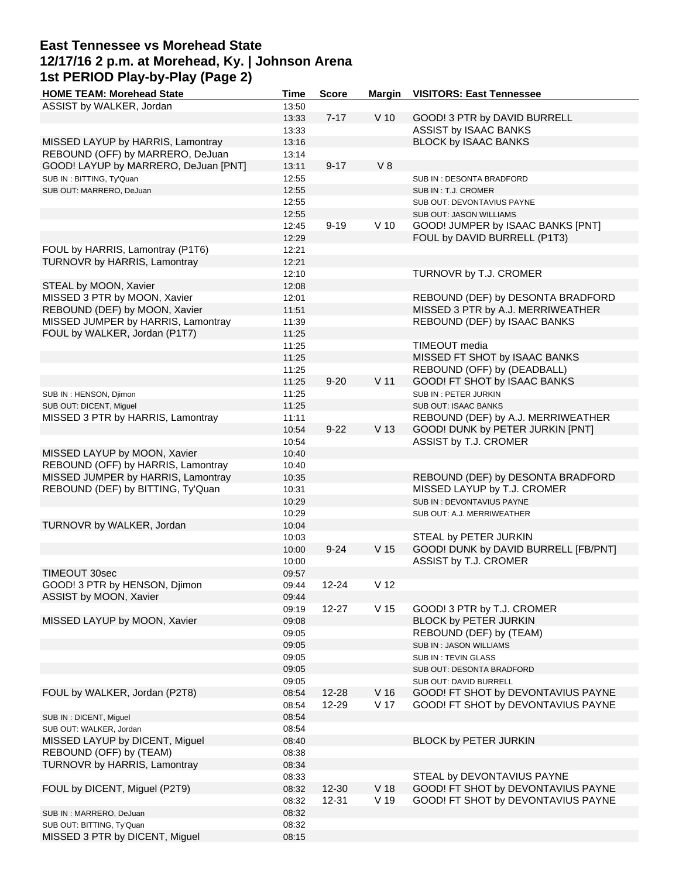# East Tennessee vs Morehead State
## 12/17/16 2 p.m. at Morehead, Ky. | Johnson Arena
## 1st PERIOD Play-by-Play (Page 2)

| HOME TEAM: Morehead State | Time | Score | Margin | VISITORS: East Tennessee |
|---|---|---|---|---|
| ASSIST by WALKER, Jordan | 13:50 | | | |
| | 13:33 | 7-17 | V 10 | GOOD! 3 PTR by DAVID BURRELL |
| | 13:33 | | | ASSIST by ISAAC BANKS |
| MISSED LAYUP by HARRIS, Lamontray | 13:16 | | | BLOCK by ISAAC BANKS |
| REBOUND (OFF) by MARRERO, DeJuan | 13:14 | | | |
| GOOD! LAYUP by MARRERO, DeJuan [PNT] | 13:11 | 9-17 | V 8 | |
| SUB IN : BITTING, Ty'Quan | 12:55 | | | SUB IN : DESONTA BRADFORD |
| SUB OUT: MARRERO, DeJuan | 12:55 | | | SUB IN : T.J. CROMER |
| | 12:55 | | | SUB OUT: DEVONTAVIUS PAYNE |
| | 12:55 | | | SUB OUT: JASON WILLIAMS |
| | 12:45 | 9-19 | V 10 | GOOD! JUMPER by ISAAC BANKS [PNT] |
| | 12:29 | | | FOUL by DAVID BURRELL (P1T3) |
| FOUL by HARRIS, Lamontray (P1T6) | 12:21 | | | |
| TURNOVR by HARRIS, Lamontray | 12:21 | | | |
| | 12:10 | | | TURNOVR by T.J. CROMER |
| STEAL by MOON, Xavier | 12:08 | | | |
| MISSED 3 PTR by MOON, Xavier | 12:01 | | | REBOUND (DEF) by DESONTA BRADFORD |
| REBOUND (DEF) by MOON, Xavier | 11:51 | | | MISSED 3 PTR by A.J. MERRIWEATHER |
| MISSED JUMPER by HARRIS, Lamontray | 11:39 | | | REBOUND (DEF) by ISAAC BANKS |
| FOUL by WALKER, Jordan (P1T7) | 11:25 | | | |
| | 11:25 | | | TIMEOUT media |
| | 11:25 | | | MISSED FT SHOT by ISAAC BANKS |
| | 11:25 | | | REBOUND (OFF) by (DEADBALL) |
| | 11:25 | 9-20 | V 11 | GOOD! FT SHOT by ISAAC BANKS |
| SUB IN : HENSON, Djimon | 11:25 | | | SUB IN : PETER JURKIN |
| SUB OUT: DICENT, Miguel | 11:25 | | | SUB OUT: ISAAC BANKS |
| MISSED 3 PTR by HARRIS, Lamontray | 11:11 | | | REBOUND (DEF) by A.J. MERRIWEATHER |
| | 10:54 | 9-22 | V 13 | GOOD! DUNK by PETER JURKIN [PNT] |
| | 10:54 | | | ASSIST by T.J. CROMER |
| MISSED LAYUP by MOON, Xavier | 10:40 | | | |
| REBOUND (OFF) by HARRIS, Lamontray | 10:40 | | | |
| MISSED JUMPER by HARRIS, Lamontray | 10:35 | | | REBOUND (DEF) by DESONTA BRADFORD |
| REBOUND (DEF) by BITTING, Ty'Quan | 10:31 | | | MISSED LAYUP by T.J. CROMER |
| | 10:29 | | | SUB IN : DEVONTAVIUS PAYNE |
| | 10:29 | | | SUB OUT: A.J. MERRIWEATHER |
| TURNOVR by WALKER, Jordan | 10:04 | | | |
| | 10:03 | | | STEAL by PETER JURKIN |
| | 10:00 | 9-24 | V 15 | GOOD! DUNK by DAVID BURRELL [FB/PNT] |
| | 10:00 | | | ASSIST by T.J. CROMER |
| TIMEOUT 30sec | 09:57 | | | |
| GOOD! 3 PTR by HENSON, Djimon | 09:44 | 12-24 | V 12 | |
| ASSIST by MOON, Xavier | 09:44 | | | |
| | 09:19 | 12-27 | V 15 | GOOD! 3 PTR by T.J. CROMER |
| MISSED LAYUP by MOON, Xavier | 09:08 | | | BLOCK by PETER JURKIN |
| | 09:05 | | | REBOUND (DEF) by (TEAM) |
| | 09:05 | | | SUB IN : JASON WILLIAMS |
| | 09:05 | | | SUB IN : TEVIN GLASS |
| | 09:05 | | | SUB OUT: DESONTA BRADFORD |
| | 09:05 | | | SUB OUT: DAVID BURRELL |
| FOUL by WALKER, Jordan (P2T8) | 08:54 | 12-28 | V 16 | GOOD! FT SHOT by DEVONTAVIUS PAYNE |
| | 08:54 | 12-29 | V 17 | GOOD! FT SHOT by DEVONTAVIUS PAYNE |
| SUB IN : DICENT, Miguel | 08:54 | | | |
| SUB OUT: WALKER, Jordan | 08:54 | | | |
| MISSED LAYUP by DICENT, Miguel | 08:40 | | | BLOCK by PETER JURKIN |
| REBOUND (OFF) by (TEAM) | 08:38 | | | |
| TURNOVR by HARRIS, Lamontray | 08:34 | | | |
| | 08:33 | | | STEAL by DEVONTAVIUS PAYNE |
| FOUL by DICENT, Miguel (P2T9) | 08:32 | 12-30 | V 18 | GOOD! FT SHOT by DEVONTAVIUS PAYNE |
| | 08:32 | 12-31 | V 19 | GOOD! FT SHOT by DEVONTAVIUS PAYNE |
| SUB IN : MARRERO, DeJuan | 08:32 | | | |
| SUB OUT: BITTING, Ty'Quan | 08:32 | | | |
| MISSED 3 PTR by DICENT, Miguel | 08:15 | | | |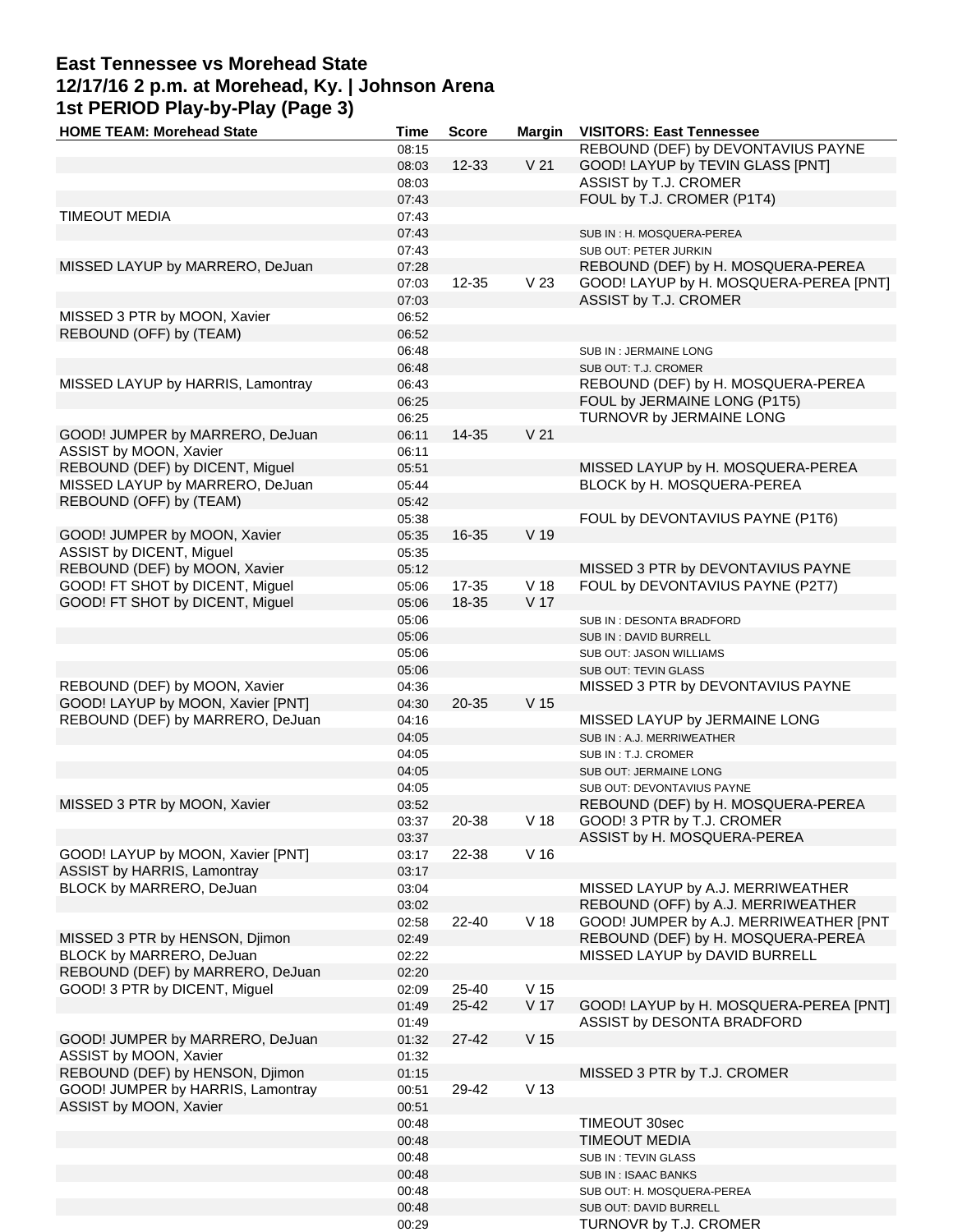# East Tennessee vs Morehead State
## 12/17/16 2 p.m. at Morehead, Ky. | Johnson Arena
## 1st PERIOD Play-by-Play (Page 3)

| HOME TEAM: Morehead State | Time | Score | Margin | VISITORS: East Tennessee |
|---|---|---|---|---|
| | 08:15 | | | REBOUND (DEF) by DEVONTAVIUS PAYNE |
| | 08:03 | 12-33 | V 21 | GOOD! LAYUP by TEVIN GLASS [PNT] |
| | 08:03 | | | ASSIST by T.J. CROMER |
| | 07:43 | | | FOUL by T.J. CROMER (P1T4) |
| TIMEOUT MEDIA | 07:43 | | | |
| | 07:43 | | | SUB IN : H. MOSQUERA-PEREA |
| | 07:43 | | | SUB OUT: PETER JURKIN |
| MISSED LAYUP by MARRERO, DeJuan | 07:28 | | | REBOUND (DEF) by H. MOSQUERA-PEREA |
| | 07:03 | 12-35 | V 23 | GOOD! LAYUP by H. MOSQUERA-PEREA [PNT] |
| | 07:03 | | | ASSIST by T.J. CROMER |
| MISSED 3 PTR by MOON, Xavier | 06:52 | | | |
| REBOUND (OFF) by (TEAM) | 06:52 | | | |
| | 06:48 | | | SUB IN : JERMAINE LONG |
| | 06:48 | | | SUB OUT: T.J. CROMER |
| MISSED LAYUP by HARRIS, Lamontray | 06:43 | | | REBOUND (DEF) by H. MOSQUERA-PEREA |
| | 06:25 | | | FOUL by JERMAINE LONG (P1T5) |
| | 06:25 | | | TURNOVR by JERMAINE LONG |
| GOOD! JUMPER by MARRERO, DeJuan | 06:11 | 14-35 | V 21 | |
| ASSIST by MOON, Xavier | 06:11 | | | |
| REBOUND (DEF) by DICENT, Miguel | 05:51 | | | MISSED LAYUP by H. MOSQUERA-PEREA |
| MISSED LAYUP by MARRERO, DeJuan | 05:44 | | | BLOCK by H. MOSQUERA-PEREA |
| REBOUND (OFF) by (TEAM) | 05:42 | | | |
| | 05:38 | | | FOUL by DEVONTAVIUS PAYNE (P1T6) |
| GOOD! JUMPER by MOON, Xavier | 05:35 | 16-35 | V 19 | |
| ASSIST by DICENT, Miguel | 05:35 | | | |
| REBOUND (DEF) by MOON, Xavier | 05:12 | | | MISSED 3 PTR by DEVONTAVIUS PAYNE |
| GOOD! FT SHOT by DICENT, Miguel | 05:06 | 17-35 | V 18 | FOUL by DEVONTAVIUS PAYNE (P2T7) |
| GOOD! FT SHOT by DICENT, Miguel | 05:06 | 18-35 | V 17 | |
| | 05:06 | | | SUB IN : DESONTA BRADFORD |
| | 05:06 | | | SUB IN : DAVID BURRELL |
| | 05:06 | | | SUB OUT: JASON WILLIAMS |
| | 05:06 | | | SUB OUT: TEVIN GLASS |
| REBOUND (DEF) by MOON, Xavier | 04:36 | | | MISSED 3 PTR by DEVONTAVIUS PAYNE |
| GOOD! LAYUP by MOON, Xavier [PNT] | 04:30 | 20-35 | V 15 | |
| REBOUND (DEF) by MARRERO, DeJuan | 04:16 | | | MISSED LAYUP by JERMAINE LONG |
| | 04:05 | | | SUB IN : A.J. MERRIWEATHER |
| | 04:05 | | | SUB IN : T.J. CROMER |
| | 04:05 | | | SUB OUT: JERMAINE LONG |
| | 04:05 | | | SUB OUT: DEVONTAVIUS PAYNE |
| MISSED 3 PTR by MOON, Xavier | 03:52 | | | REBOUND (DEF) by H. MOSQUERA-PEREA |
| | 03:37 | 20-38 | V 18 | GOOD! 3 PTR by T.J. CROMER |
| | 03:37 | | | ASSIST by H. MOSQUERA-PEREA |
| GOOD! LAYUP by MOON, Xavier [PNT] | 03:17 | 22-38 | V 16 | |
| ASSIST by HARRIS, Lamontray | 03:17 | | | |
| BLOCK by MARRERO, DeJuan | 03:04 | | | MISSED LAYUP by A.J. MERRIWEATHER |
| | 03:02 | | | REBOUND (OFF) by A.J. MERRIWEATHER |
| | 02:58 | 22-40 | V 18 | GOOD! JUMPER by A.J. MERRIWEATHER [PNT |
| MISSED 3 PTR by HENSON, Djimon | 02:49 | | | REBOUND (DEF) by H. MOSQUERA-PEREA |
| BLOCK by MARRERO, DeJuan | 02:22 | | | MISSED LAYUP by DAVID BURRELL |
| REBOUND (DEF) by MARRERO, DeJuan | 02:20 | | | |
| GOOD! 3 PTR by DICENT, Miguel | 02:09 | 25-40 | V 15 | |
| | 01:49 | 25-42 | V 17 | GOOD! LAYUP by H. MOSQUERA-PEREA [PNT] |
| | 01:49 | | | ASSIST by DESONTA BRADFORD |
| GOOD! JUMPER by MARRERO, DeJuan | 01:32 | 27-42 | V 15 | |
| ASSIST by MOON, Xavier | 01:32 | | | |
| REBOUND (DEF) by HENSON, Djimon | 01:15 | | | MISSED 3 PTR by T.J. CROMER |
| GOOD! JUMPER by HARRIS, Lamontray | 00:51 | 29-42 | V 13 | |
| ASSIST by MOON, Xavier | 00:51 | | | |
| | 00:48 | | | TIMEOUT 30sec |
| | 00:48 | | | TIMEOUT MEDIA |
| | 00:48 | | | SUB IN : TEVIN GLASS |
| | 00:48 | | | SUB IN : ISAAC BANKS |
| | 00:48 | | | SUB OUT: H. MOSQUERA-PEREA |
| | 00:48 | | | SUB OUT: DAVID BURRELL |
| | 00:29 | | | TURNOVR by T.J. CROMER |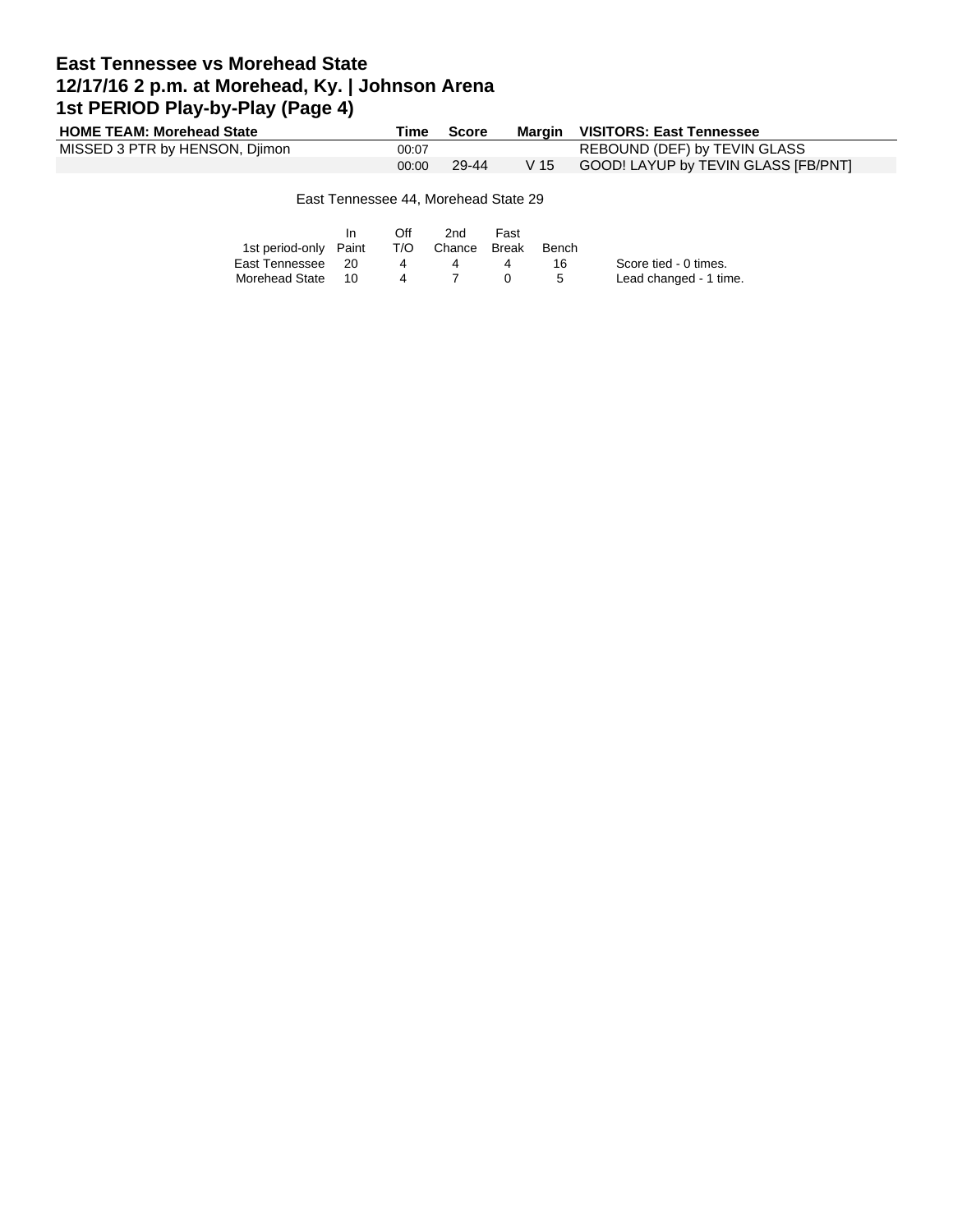# East Tennessee vs Morehead State
## 12/17/16 2 p.m. at Morehead, Ky. | Johnson Arena
## 1st PERIOD Play-by-Play (Page 4)

| HOME TEAM: Morehead State | Time | Score | Margin | VISITORS: East Tennessee |
|---|---|---|---|---|
| MISSED 3 PTR by HENSON, Djimon | 00:07 | | | REBOUND (DEF) by TEVIN GLASS |
| | 00:00 | 29-44 | V 15 | GOOD! LAYUP by TEVIN GLASS [FB/PNT] |

East Tennessee 44, Morehead State 29

| 1st period-only | In Paint | Off T/O | 2nd Chance | Fast Break | Bench |
|---|---|---|---|---|---|
| East Tennessee | 20 | 4 | 4 | 4 | 16 |
| Morehead State | 10 | 4 | 7 | 0 | 5 |

Score tied - 0 times.
Lead changed - 1 time.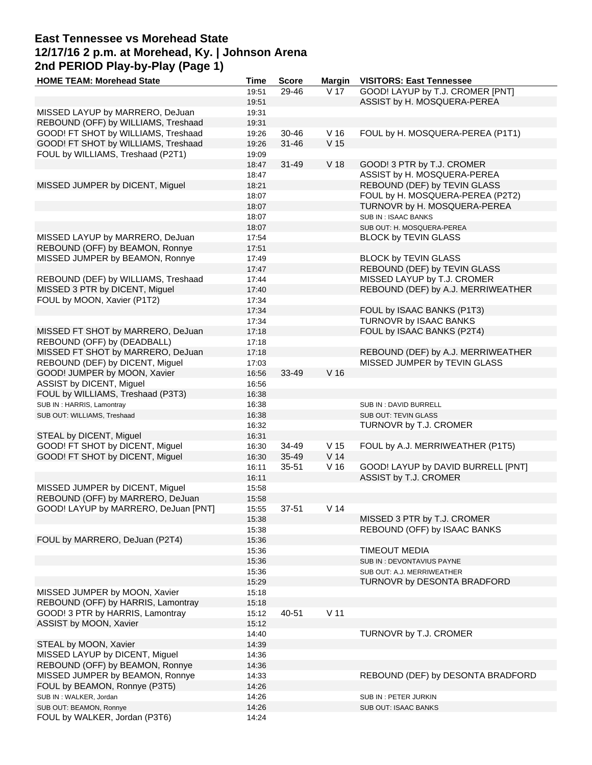# East Tennessee vs Morehead State
## 12/17/16 2 p.m. at Morehead, Ky. | Johnson Arena
## 2nd PERIOD Play-by-Play (Page 1)

| HOME TEAM: Morehead State | Time | Score | Margin | VISITORS: East Tennessee |
|---|---|---|---|---|
| | 19:51 | 29-46 | V 17 | GOOD! LAYUP by T.J. CROMER [PNT] |
| | 19:51 | | | ASSIST by H. MOSQUERA-PEREA |
| MISSED LAYUP by MARRERO, DeJuan | 19:31 | | | |
| REBOUND (OFF) by WILLIAMS, Treshaad | 19:31 | | | |
| GOOD! FT SHOT by WILLIAMS, Treshaad | 19:26 | 30-46 | V 16 | FOUL by H. MOSQUERA-PEREA (P1T1) |
| GOOD! FT SHOT by WILLIAMS, Treshaad | 19:26 | 31-46 | V 15 | |
| FOUL by WILLIAMS, Treshaad (P2T1) | 19:09 | | | |
| | 18:47 | 31-49 | V 18 | GOOD! 3 PTR by T.J. CROMER |
| | 18:47 | | | ASSIST by H. MOSQUERA-PEREA |
| MISSED JUMPER by DICENT, Miguel | 18:21 | | | REBOUND (DEF) by TEVIN GLASS |
| | 18:07 | | | FOUL by H. MOSQUERA-PEREA (P2T2) |
| | 18:07 | | | TURNOVR by H. MOSQUERA-PEREA |
| | 18:07 | | | SUB IN : ISAAC BANKS |
| | 18:07 | | | SUB OUT: H. MOSQUERA-PEREA |
| MISSED LAYUP by MARRERO, DeJuan | 17:54 | | | BLOCK by TEVIN GLASS |
| REBOUND (OFF) by BEAMON, Ronnye | 17:51 | | | |
| MISSED JUMPER by BEAMON, Ronnye | 17:49 | | | BLOCK by TEVIN GLASS |
| | 17:47 | | | REBOUND (DEF) by TEVIN GLASS |
| REBOUND (DEF) by WILLIAMS, Treshaad | 17:44 | | | MISSED LAYUP by T.J. CROMER |
| MISSED 3 PTR by DICENT, Miguel | 17:40 | | | REBOUND (DEF) by A.J. MERRIWEATHER |
| FOUL by MOON, Xavier (P1T2) | 17:34 | | | |
| | 17:34 | | | FOUL by ISAAC BANKS (P1T3) |
| | 17:34 | | | TURNOVR by ISAAC BANKS |
| MISSED FT SHOT by MARRERO, DeJuan | 17:18 | | | FOUL by ISAAC BANKS (P2T4) |
| REBOUND (OFF) by (DEADBALL) | 17:18 | | | |
| MISSED FT SHOT by MARRERO, DeJuan | 17:18 | | | REBOUND (DEF) by A.J. MERRIWEATHER |
| REBOUND (DEF) by DICENT, Miguel | 17:03 | | | MISSED JUMPER by TEVIN GLASS |
| GOOD! JUMPER by MOON, Xavier | 16:56 | 33-49 | V 16 | |
| ASSIST by DICENT, Miguel | 16:56 | | | |
| FOUL by WILLIAMS, Treshaad (P3T3) | 16:38 | | | |
| SUB IN : HARRIS, Lamontray | 16:38 | | | SUB IN : DAVID BURRELL |
| SUB OUT: WILLIAMS, Treshaad | 16:38 | | | SUB OUT: TEVIN GLASS |
| | 16:32 | | | TURNOVR by T.J. CROMER |
| STEAL by DICENT, Miguel | 16:31 | | | |
| GOOD! FT SHOT by DICENT, Miguel | 16:30 | 34-49 | V 15 | FOUL by A.J. MERRIWEATHER (P1T5) |
| GOOD! FT SHOT by DICENT, Miguel | 16:30 | 35-49 | V 14 | |
| | 16:11 | 35-51 | V 16 | GOOD! LAYUP by DAVID BURRELL [PNT] |
| | 16:11 | | | ASSIST by T.J. CROMER |
| MISSED JUMPER by DICENT, Miguel | 15:58 | | | |
| REBOUND (OFF) by MARRERO, DeJuan | 15:58 | | | |
| GOOD! LAYUP by MARRERO, DeJuan [PNT] | 15:55 | 37-51 | V 14 | |
| | 15:38 | | | MISSED 3 PTR by T.J. CROMER |
| | 15:38 | | | REBOUND (OFF) by ISAAC BANKS |
| FOUL by MARRERO, DeJuan (P2T4) | 15:36 | | | |
| | 15:36 | | | TIMEOUT MEDIA |
| | 15:36 | | | SUB IN : DEVONTAVIUS PAYNE |
| | 15:36 | | | SUB OUT: A.J. MERRIWEATHER |
| | 15:29 | | | TURNOVR by DESONTA BRADFORD |
| MISSED JUMPER by MOON, Xavier | 15:18 | | | |
| REBOUND (OFF) by HARRIS, Lamontray | 15:18 | | | |
| GOOD! 3 PTR by HARRIS, Lamontray | 15:12 | 40-51 | V 11 | |
| ASSIST by MOON, Xavier | 15:12 | | | |
| | 14:40 | | | TURNOVR by T.J. CROMER |
| STEAL by MOON, Xavier | 14:39 | | | |
| MISSED LAYUP by DICENT, Miguel | 14:36 | | | |
| REBOUND (OFF) by BEAMON, Ronnye | 14:36 | | | |
| MISSED JUMPER by BEAMON, Ronnye | 14:33 | | | REBOUND (DEF) by DESONTA BRADFORD |
| FOUL by BEAMON, Ronnye (P3T5) | 14:26 | | | |
| SUB IN : WALKER, Jordan | 14:26 | | | SUB IN : PETER JURKIN |
| SUB OUT: BEAMON, Ronnye | 14:26 | | | SUB OUT: ISAAC BANKS |
| FOUL by WALKER, Jordan (P3T6) | 14:24 | | | |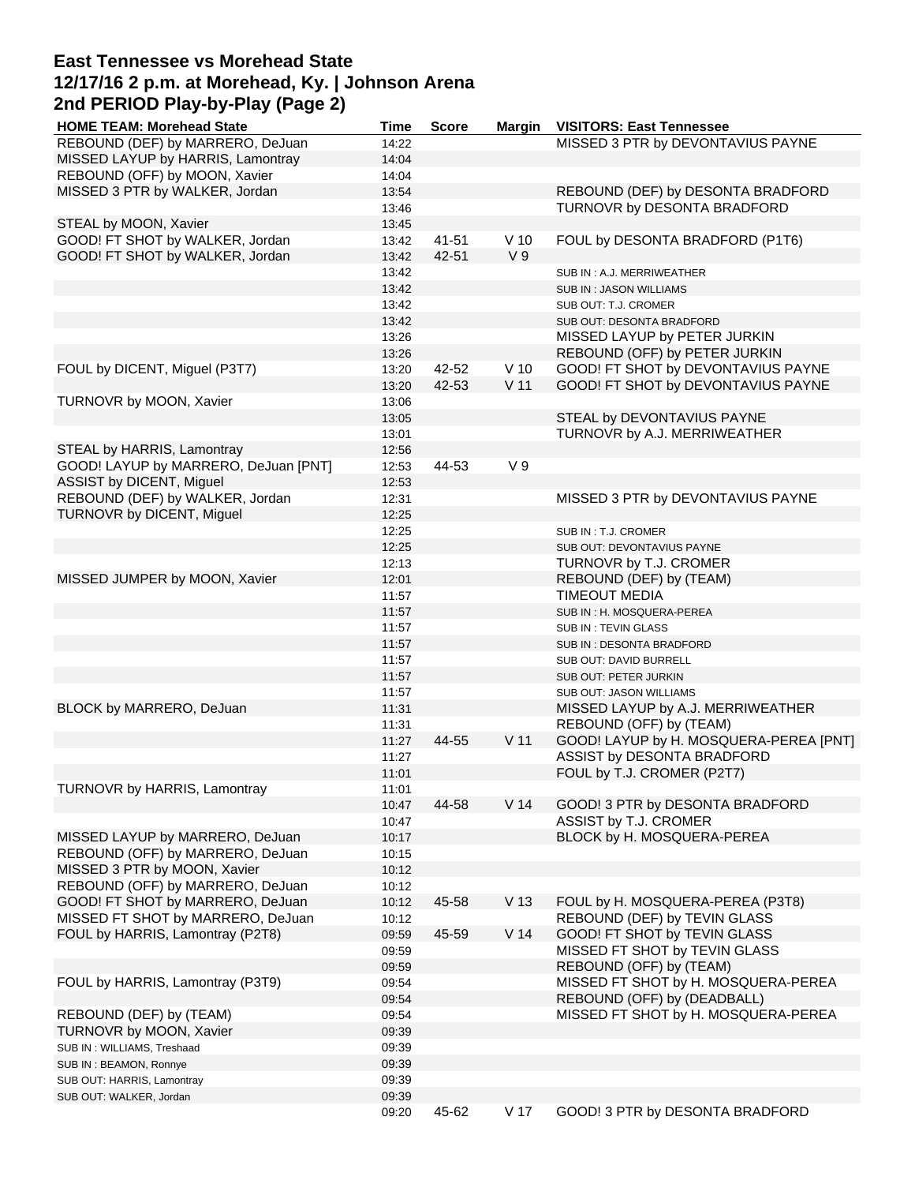# East Tennessee vs Morehead State
## 12/17/16 2 p.m. at Morehead, Ky. | Johnson Arena
## 2nd PERIOD Play-by-Play (Page 2)

| HOME TEAM: Morehead State | Time | Score | Margin | VISITORS: East Tennessee |
|---|---|---|---|---|
| REBOUND (DEF) by MARRERO, DeJuan | 14:22 | | | MISSED 3 PTR by DEVONTAVIUS PAYNE |
| MISSED LAYUP by HARRIS, Lamontray | 14:04 | | | |
| REBOUND (OFF) by MOON, Xavier | 14:04 | | | |
| MISSED 3 PTR by WALKER, Jordan | 13:54 | | | REBOUND (DEF) by DESONTA BRADFORD |
| | 13:46 | | | TURNOVR by DESONTA BRADFORD |
| STEAL by MOON, Xavier | 13:45 | | | |
| GOOD! FT SHOT by WALKER, Jordan | 13:42 | 41-51 | V 10 | FOUL by DESONTA BRADFORD (P1T6) |
| GOOD! FT SHOT by WALKER, Jordan | 13:42 | 42-51 | V 9 | |
| | 13:42 | | | SUB IN : A.J. MERRIWEATHER |
| | 13:42 | | | SUB IN : JASON WILLIAMS |
| | 13:42 | | | SUB OUT: T.J. CROMER |
| | 13:42 | | | SUB OUT: DESONTA BRADFORD |
| | 13:26 | | | MISSED LAYUP by PETER JURKIN |
| | 13:26 | | | REBOUND (OFF) by PETER JURKIN |
| FOUL by DICENT, Miguel (P3T7) | 13:20 | 42-52 | V 10 | GOOD! FT SHOT by DEVONTAVIUS PAYNE |
| | 13:20 | 42-53 | V 11 | GOOD! FT SHOT by DEVONTAVIUS PAYNE |
| TURNOVR by MOON, Xavier | 13:06 | | | |
| | 13:05 | | | STEAL by DEVONTAVIUS PAYNE |
| | 13:01 | | | TURNOVR by A.J. MERRIWEATHER |
| STEAL by HARRIS, Lamontray | 12:56 | | | |
| GOOD! LAYUP by MARRERO, DeJuan [PNT] | 12:53 | 44-53 | V 9 | |
| ASSIST by DICENT, Miguel | 12:53 | | | |
| REBOUND (DEF) by WALKER, Jordan | 12:31 | | | MISSED 3 PTR by DEVONTAVIUS PAYNE |
| TURNOVR by DICENT, Miguel | 12:25 | | | |
| | 12:25 | | | SUB IN : T.J. CROMER |
| | 12:25 | | | SUB OUT: DEVONTAVIUS PAYNE |
| | 12:13 | | | TURNOVR by T.J. CROMER |
| MISSED JUMPER by MOON, Xavier | 12:01 | | | REBOUND (DEF) by (TEAM) |
| | 11:57 | | | TIMEOUT MEDIA |
| | 11:57 | | | SUB IN : H. MOSQUERA-PEREA |
| | 11:57 | | | SUB IN : TEVIN GLASS |
| | 11:57 | | | SUB IN : DESONTA BRADFORD |
| | 11:57 | | | SUB OUT: DAVID BURRELL |
| | 11:57 | | | SUB OUT: PETER JURKIN |
| | 11:57 | | | SUB OUT: JASON WILLIAMS |
| BLOCK by MARRERO, DeJuan | 11:31 | | | MISSED LAYUP by A.J. MERRIWEATHER |
| | 11:31 | | | REBOUND (OFF) by (TEAM) |
| | 11:27 | 44-55 | V 11 | GOOD! LAYUP by H. MOSQUERA-PEREA [PNT] |
| | 11:27 | | | ASSIST by DESONTA BRADFORD |
| | 11:01 | | | FOUL by T.J. CROMER (P2T7) |
| TURNOVR by HARRIS, Lamontray | 11:01 | | | |
| | 10:47 | 44-58 | V 14 | GOOD! 3 PTR by DESONTA BRADFORD |
| | 10:47 | | | ASSIST by T.J. CROMER |
| MISSED LAYUP by MARRERO, DeJuan | 10:17 | | | BLOCK by H. MOSQUERA-PEREA |
| REBOUND (OFF) by MARRERO, DeJuan | 10:15 | | | |
| MISSED 3 PTR by MOON, Xavier | 10:12 | | | |
| REBOUND (OFF) by MARRERO, DeJuan | 10:12 | | | |
| GOOD! FT SHOT by MARRERO, DeJuan | 10:12 | 45-58 | V 13 | FOUL by H. MOSQUERA-PEREA (P3T8) |
| MISSED FT SHOT by MARRERO, DeJuan | 10:12 | | | REBOUND (DEF) by TEVIN GLASS |
| FOUL by HARRIS, Lamontray (P2T8) | 09:59 | 45-59 | V 14 | GOOD! FT SHOT by TEVIN GLASS |
| | 09:59 | | | MISSED FT SHOT by TEVIN GLASS |
| | 09:59 | | | REBOUND (OFF) by (TEAM) |
| FOUL by HARRIS, Lamontray (P3T9) | 09:54 | | | MISSED FT SHOT by H. MOSQUERA-PEREA |
| | 09:54 | | | REBOUND (OFF) by (DEADBALL) |
| REBOUND (DEF) by (TEAM) | 09:54 | | | MISSED FT SHOT by H. MOSQUERA-PEREA |
| TURNOVR by MOON, Xavier | 09:39 | | | |
| SUB IN : WILLIAMS, Treshaad | 09:39 | | | |
| SUB IN : BEAMON, Ronnye | 09:39 | | | |
| SUB OUT: HARRIS, Lamontray | 09:39 | | | |
| SUB OUT: WALKER, Jordan | 09:39 | | | |
| | 09:20 | 45-62 | V 17 | GOOD! 3 PTR by DESONTA BRADFORD |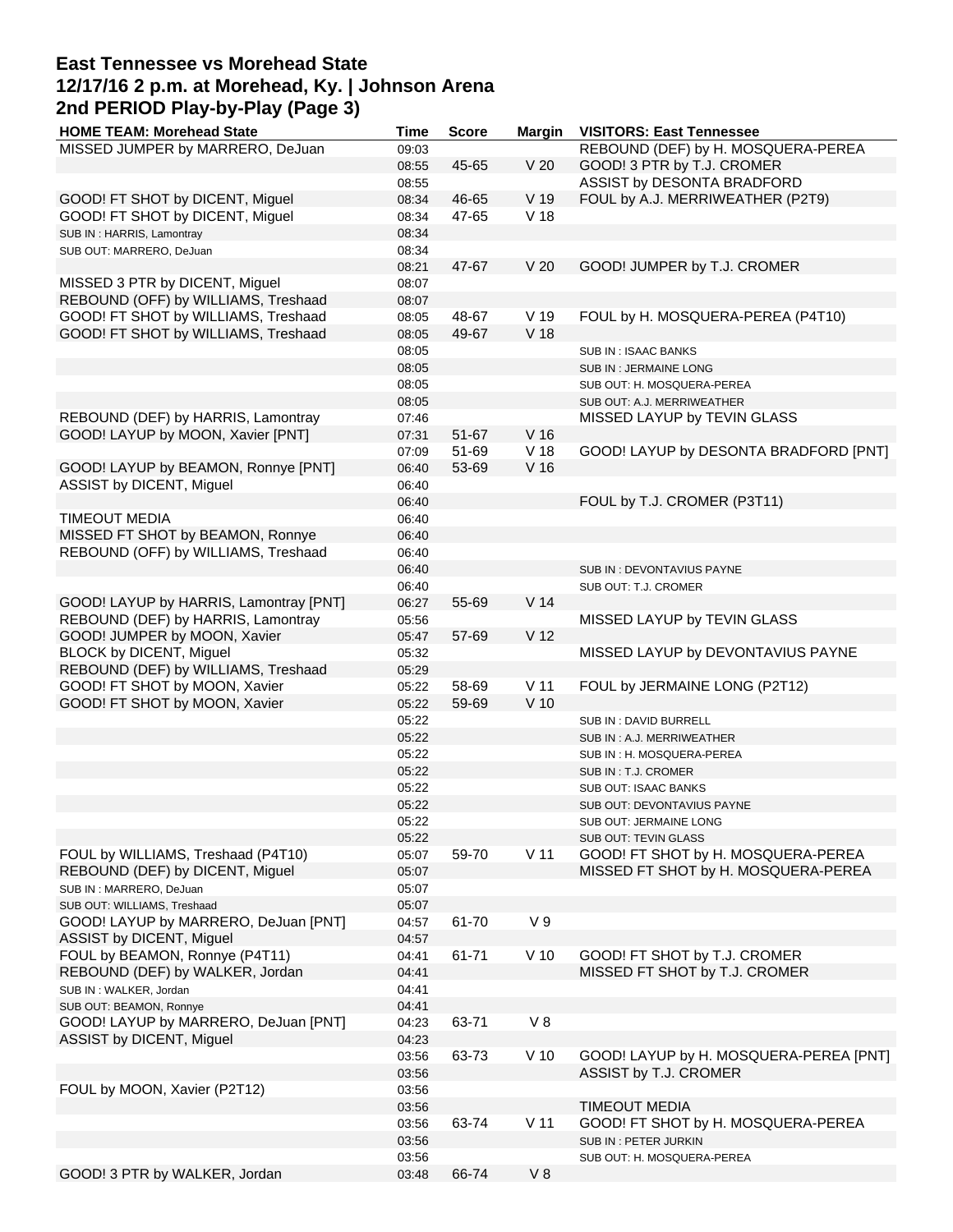# East Tennessee vs Morehead State
## 12/17/16 2 p.m. at Morehead, Ky. | Johnson Arena
## 2nd PERIOD Play-by-Play (Page 3)

| HOME TEAM: Morehead State | Time | Score | Margin | VISITORS: East Tennessee |
|---|---|---|---|---|
| MISSED JUMPER by MARRERO, DeJuan | 09:03 | | | REBOUND (DEF) by H. MOSQUERA-PEREA |
| | 08:55 | 45-65 | V 20 | GOOD! 3 PTR by T.J. CROMER |
| | 08:55 | | | ASSIST by DESONTA BRADFORD |
| GOOD! FT SHOT by DICENT, Miguel | 08:34 | 46-65 | V 19 | FOUL by A.J. MERRIWEATHER (P2T9) |
| GOOD! FT SHOT by DICENT, Miguel | 08:34 | 47-65 | V 18 | |
| SUB IN : HARRIS, Lamontray | 08:34 | | | |
| SUB OUT: MARRERO, DeJuan | 08:34 | | | |
| | 08:21 | 47-67 | V 20 | GOOD! JUMPER by T.J. CROMER |
| MISSED 3 PTR by DICENT, Miguel | 08:07 | | | |
| REBOUND (OFF) by WILLIAMS, Treshaad | 08:07 | | | |
| GOOD! FT SHOT by WILLIAMS, Treshaad | 08:05 | 48-67 | V 19 | FOUL by H. MOSQUERA-PEREA (P4T10) |
| GOOD! FT SHOT by WILLIAMS, Treshaad | 08:05 | 49-67 | V 18 | |
| | 08:05 | | | SUB IN : ISAAC BANKS |
| | 08:05 | | | SUB IN : JERMAINE LONG |
| | 08:05 | | | SUB OUT: H. MOSQUERA-PEREA |
| | 08:05 | | | SUB OUT: A.J. MERRIWEATHER |
| REBOUND (DEF) by HARRIS, Lamontray | 07:46 | | | MISSED LAYUP by TEVIN GLASS |
| GOOD! LAYUP by MOON, Xavier [PNT] | 07:31 | 51-67 | V 16 | |
| | 07:09 | 51-69 | V 18 | GOOD! LAYUP by DESONTA BRADFORD [PNT] |
| GOOD! LAYUP by BEAMON, Ronnye [PNT] | 06:40 | 53-69 | V 16 | |
| ASSIST by DICENT, Miguel | 06:40 | | | |
| | 06:40 | | | FOUL by T.J. CROMER (P3T11) |
| TIMEOUT MEDIA | 06:40 | | | |
| MISSED FT SHOT by BEAMON, Ronnye | 06:40 | | | |
| REBOUND (OFF) by WILLIAMS, Treshaad | 06:40 | | | |
| | 06:40 | | | SUB IN : DEVONTAVIUS PAYNE |
| | 06:40 | | | SUB OUT: T.J. CROMER |
| GOOD! LAYUP by HARRIS, Lamontray [PNT] | 06:27 | 55-69 | V 14 | |
| REBOUND (DEF) by HARRIS, Lamontray | 05:56 | | | MISSED LAYUP by TEVIN GLASS |
| GOOD! JUMPER by MOON, Xavier | 05:47 | 57-69 | V 12 | |
| BLOCK by DICENT, Miguel | 05:32 | | | MISSED LAYUP by DEVONTAVIUS PAYNE |
| REBOUND (DEF) by WILLIAMS, Treshaad | 05:29 | | | |
| GOOD! FT SHOT by MOON, Xavier | 05:22 | 58-69 | V 11 | FOUL by JERMAINE LONG (P2T12) |
| GOOD! FT SHOT by MOON, Xavier | 05:22 | 59-69 | V 10 | |
| | 05:22 | | | SUB IN : DAVID BURRELL |
| | 05:22 | | | SUB IN : A.J. MERRIWEATHER |
| | 05:22 | | | SUB IN : H. MOSQUERA-PEREA |
| | 05:22 | | | SUB IN : T.J. CROMER |
| | 05:22 | | | SUB OUT: ISAAC BANKS |
| | 05:22 | | | SUB OUT: DEVONTAVIUS PAYNE |
| | 05:22 | | | SUB OUT: JERMAINE LONG |
| | 05:22 | | | SUB OUT: TEVIN GLASS |
| FOUL by WILLIAMS, Treshaad (P4T10) | 05:07 | 59-70 | V 11 | GOOD! FT SHOT by H. MOSQUERA-PEREA |
| REBOUND (DEF) by DICENT, Miguel | 05:07 | | | MISSED FT SHOT by H. MOSQUERA-PEREA |
| SUB IN : MARRERO, DeJuan | 05:07 | | | |
| SUB OUT: WILLIAMS, Treshaad | 05:07 | | | |
| GOOD! LAYUP by MARRERO, DeJuan [PNT] | 04:57 | 61-70 | V 9 | |
| ASSIST by DICENT, Miguel | 04:57 | | | |
| FOUL by BEAMON, Ronnye (P4T11) | 04:41 | 61-71 | V 10 | GOOD! FT SHOT by T.J. CROMER |
| REBOUND (DEF) by WALKER, Jordan | 04:41 | | | MISSED FT SHOT by T.J. CROMER |
| SUB IN : WALKER, Jordan | 04:41 | | | |
| SUB OUT: BEAMON, Ronnye | 04:41 | | | |
| GOOD! LAYUP by MARRERO, DeJuan [PNT] | 04:23 | 63-71 | V 8 | |
| ASSIST by DICENT, Miguel | 04:23 | | | |
| | 03:56 | 63-73 | V 10 | GOOD! LAYUP by H. MOSQUERA-PEREA [PNT] |
| | 03:56 | | | ASSIST by T.J. CROMER |
| FOUL by MOON, Xavier (P2T12) | 03:56 | | | |
| | 03:56 | | | TIMEOUT MEDIA |
| | 03:56 | 63-74 | V 11 | GOOD! FT SHOT by H. MOSQUERA-PEREA |
| | 03:56 | | | SUB IN : PETER JURKIN |
| | 03:56 | | | SUB OUT: H. MOSQUERA-PEREA |
| GOOD! 3 PTR by WALKER, Jordan | 03:48 | 66-74 | V 8 | |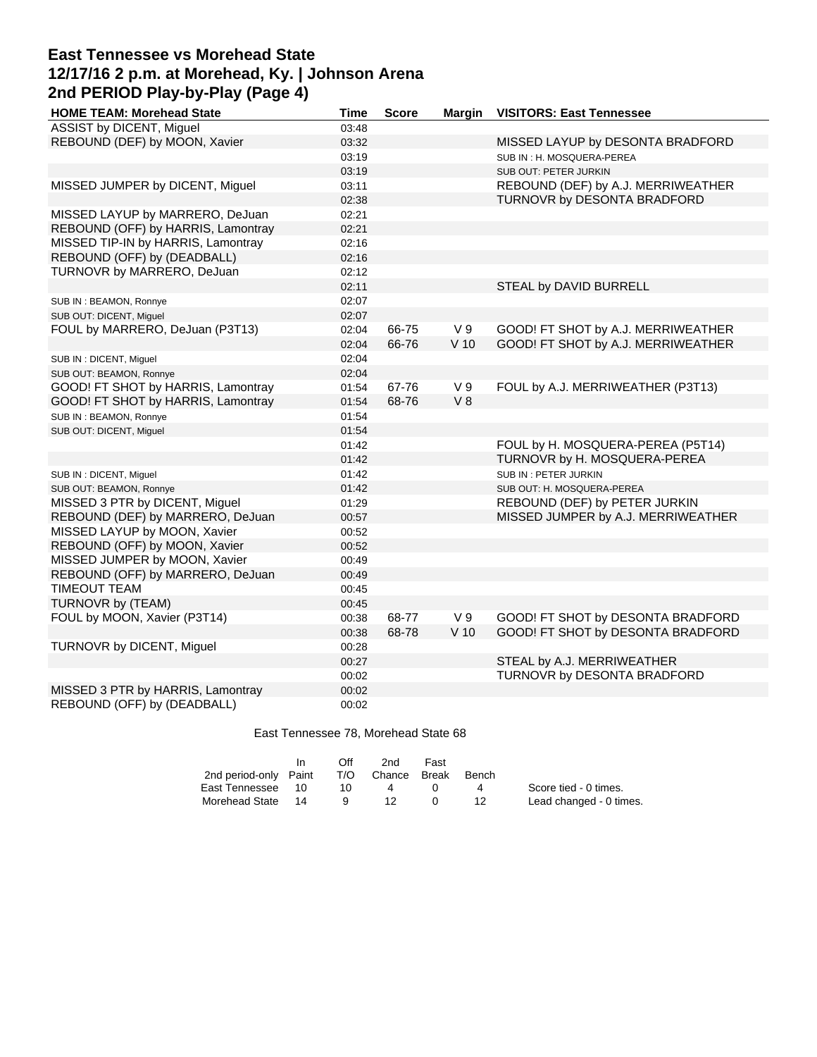# East Tennessee vs Morehead State
## 12/17/16 2 p.m. at Morehead, Ky. | Johnson Arena
## 2nd PERIOD Play-by-Play (Page 4)

| HOME TEAM: Morehead State | Time | Score | Margin | VISITORS: East Tennessee |
|---|---|---|---|---|
| ASSIST by DICENT, Miguel | 03:48 | | | |
| REBOUND (DEF) by MOON, Xavier | 03:32 | | | MISSED LAYUP by DESONTA BRADFORD |
| | 03:19 | | | SUB IN : H. MOSQUERA-PEREA |
| | 03:19 | | | SUB OUT: PETER JURKIN |
| MISSED JUMPER by DICENT, Miguel | 03:11 | | | REBOUND (DEF) by A.J. MERRIWEATHER |
| | 02:38 | | | TURNOVR by DESONTA BRADFORD |
| MISSED LAYUP by MARRERO, DeJuan | 02:21 | | | |
| REBOUND (OFF) by HARRIS, Lamontray | 02:21 | | | |
| MISSED TIP-IN by HARRIS, Lamontray | 02:16 | | | |
| REBOUND (OFF) by (DEADBALL) | 02:16 | | | |
| TURNOVR by MARRERO, DeJuan | 02:12 | | | |
| | 02:11 | | | STEAL by DAVID BURRELL |
| SUB IN : BEAMON, Ronnye | 02:07 | | | |
| SUB OUT: DICENT, Miguel | 02:07 | | | |
| FOUL by MARRERO, DeJuan (P3T13) | 02:04 | 66-75 | V 9 | GOOD! FT SHOT by A.J. MERRIWEATHER |
| | 02:04 | 66-76 | V 10 | GOOD! FT SHOT by A.J. MERRIWEATHER |
| SUB IN : DICENT, Miguel | 02:04 | | | |
| SUB OUT: BEAMON, Ronnye | 02:04 | | | |
| GOOD! FT SHOT by HARRIS, Lamontray | 01:54 | 67-76 | V 9 | FOUL by A.J. MERRIWEATHER (P3T13) |
| GOOD! FT SHOT by HARRIS, Lamontray | 01:54 | 68-76 | V 8 | |
| SUB IN : BEAMON, Ronnye | 01:54 | | | |
| SUB OUT: DICENT, Miguel | 01:54 | | | |
| | 01:42 | | | FOUL by H. MOSQUERA-PEREA (P5T14) |
| | 01:42 | | | TURNOVR by H. MOSQUERA-PEREA |
| SUB IN : DICENT, Miguel | 01:42 | | | SUB IN : PETER JURKIN |
| SUB OUT: BEAMON, Ronnye | 01:42 | | | SUB OUT: H. MOSQUERA-PEREA |
| MISSED 3 PTR by DICENT, Miguel | 01:29 | | | REBOUND (DEF) by PETER JURKIN |
| REBOUND (DEF) by MARRERO, DeJuan | 00:57 | | | MISSED JUMPER by A.J. MERRIWEATHER |
| MISSED LAYUP by MOON, Xavier | 00:52 | | | |
| REBOUND (OFF) by MOON, Xavier | 00:52 | | | |
| MISSED JUMPER by MOON, Xavier | 00:49 | | | |
| REBOUND (OFF) by MARRERO, DeJuan | 00:49 | | | |
| TIMEOUT TEAM | 00:45 | | | |
| TURNOVR by (TEAM) | 00:45 | | | |
| FOUL by MOON, Xavier (P3T14) | 00:38 | 68-77 | V 9 | GOOD! FT SHOT by DESONTA BRADFORD |
| | 00:38 | 68-78 | V 10 | GOOD! FT SHOT by DESONTA BRADFORD |
| TURNOVR by DICENT, Miguel | 00:28 | | | |
| | 00:27 | | | STEAL by A.J. MERRIWEATHER |
| | 00:02 | | | TURNOVR by DESONTA BRADFORD |
| MISSED 3 PTR by HARRIS, Lamontray | 00:02 | | | |
| REBOUND (OFF) by (DEADBALL) | 00:02 | | | |

East Tennessee 78, Morehead State 68

| 2nd period-only | In Paint | Off T/O | 2nd Chance | Fast Break | Bench |
|---|---|---|---|---|---|
| East Tennessee | 10 | 10 | 4 | 0 | 4 |
| Morehead State | 14 | 9 | 12 | 0 | 12 |

Score tied - 0 times.
Lead changed - 0 times.